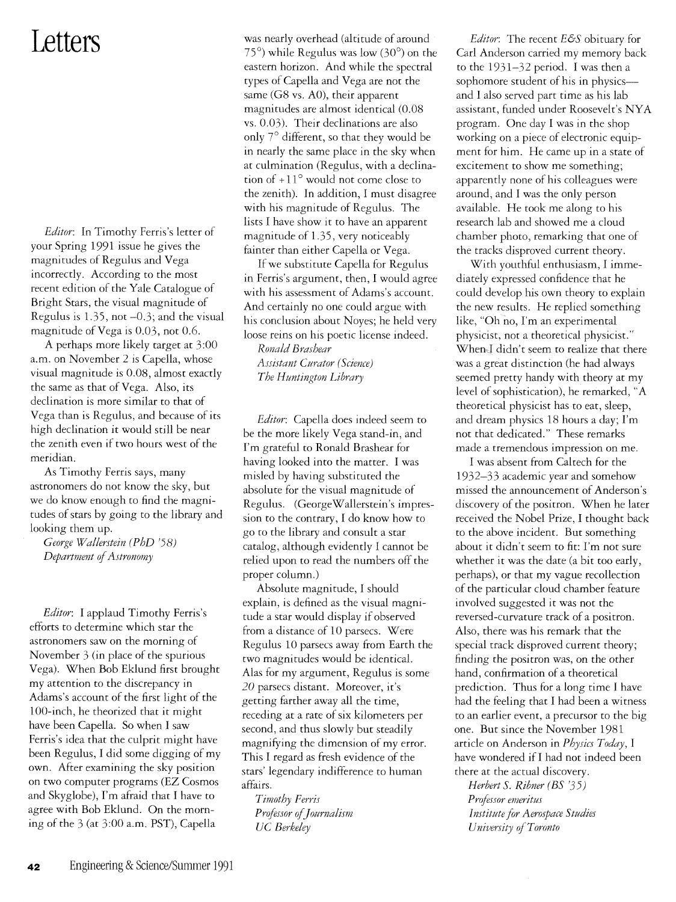# Letters

*Editor*: In Timothy Ferris's letter of your Spring 1991 issue he gives the magnitudes of Regulus and Vega incorrectly. According to the most recent edition of the Yale Catalogue of Bright Stars, the visual magnitude of Regulus is 1.35, not –0.3; and the visual magnitude of Vega is 0.03, not 0.6.

A perhaps more likely target at 3:00 a.m. on November 2 is Capella, whose visual magnitude is 0.08, almost exactly the same as that of Vega. Also, its declination is more similar to that of Vega than is Regulus, and because of its high declination it would still be near the zenith even if two hours west of the meridian.

As Timothy Ferris says, many astronomers do not know the sky, but we do know enough to find the magnitudes of stars by going to the library and looking them up.

*George Wallerstein (PhD '58)*
*Department of Astronomy*

*Editor*: I applaud Timothy Ferris's efforts to determine which star the astronomers saw on the morning of November 3 (in place of the spurious Vega). When Bob Eklund first brought my attention to the discrepancy in Adams's account of the first light of the 100-inch, he theorized that it might have been Capella. So when I saw Ferris's idea that the culprit might have been Regulus, I did some digging of my own. After examining the sky position on two computer programs (EZ Cosmos and Skyglobe), I'm afraid that I have to agree with Bob Eklund. On the morning of the 3 (at 3:00 a.m. PST), Capella was nearly overhead (altitude of around 75°) while Regulus was low (30°) on the eastern horizon. And while the spectral types of Capella and Vega are not the same (G8 vs. A0), their apparent magnitudes are almost identical (0.08 vs. 0.03). Their declinations are also only 7° different, so that they would be in nearly the same place in the sky when at culmination (Regulus, with a declination of +11° would not come close to the zenith). In addition, I must disagree with his magnitude of Regulus. The lists I have show it to have an apparent magnitude of 1.35, very noticeably fainter than either Capella or Vega.

If we substitute Capella for Regulus in Ferris's argument, then, I would agree with his assessment of Adams's account. And certainly no one could argue with his conclusion about Noyes; he held very loose reins on his poetic license indeed.

*Ronald Brashear*
*Assistant Curator (Science)*
*The Huntington Library*

*Editor*: Capella does indeed seem to be the more likely Vega stand-in, and I'm grateful to Ronald Brashear for having looked into the matter. I was misled by having substituted the absolute for the visual magnitude of Regulus. (George Wallerstein's impression to the contrary, I do know how to go to the library and consult a star catalog, although evidently I cannot be relied upon to read the numbers off the proper column.)

Absolute magnitude, I should explain, is defined as the visual magnitude a star would display if observed from a distance of 10 parsecs. Were Regulus 10 parsecs away from Earth the two magnitudes would be identical. Alas for my argument, Regulus is some *20* parsecs distant. Moreover, it's getting farther away all the time, receding at a rate of six kilometers per second, and thus slowly but steadily magnifying the dimension of my error. This I regard as fresh evidence of the stars' legendary indifference to human affairs.

*Timothy Ferris*
*Professor of Journalism*
*UC Berkeley*

*Editor*: The recent *E&S* obituary for Carl Anderson carried my memory back to the 1931–32 period. I was then a sophomore student of his in physics—and I also served part time as his lab assistant, funded under Roosevelt's NYA program. One day I was in the shop working on a piece of electronic equipment for him. He came up in a state of excitement to show me something; apparently none of his colleagues were around, and I was the only person available. He took me along to his research lab and showed me a cloud chamber photo, remarking that one of the tracks disproved current theory.

With youthful enthusiasm, I immediately expressed confidence that he could develop his own theory to explain the new results. He replied something like, "Oh no, I'm an experimental physicist, not a theoretical physicist." When I didn't seem to realize that there was a great distinction (he had always seemed pretty handy with theory at my level of sophistication), he remarked, "A theoretical physicist has to eat, sleep, and dream physics 18 hours a day; I'm not that dedicated." These remarks made a tremendous impression on me.

I was absent from Caltech for the 1932–33 academic year and somehow missed the announcement of Anderson's discovery of the positron. When he later received the Nobel Prize, I thought back to the above incident. But something about it didn't seem to fit: I'm not sure whether it was the date (a bit too early, perhaps), or that my vague recollection of the particular cloud chamber feature involved suggested it was not the reversed-curvature track of a positron. Also, there was his remark that the special track disproved current theory; finding the positron was, on the other hand, confirmation of a theoretical prediction. Thus for a long time I have had the feeling that I had been a witness to an earlier event, a precursor to the big one. But since the November 1981 article on Anderson in *Physics Today*, I have wondered if I had not indeed been there at the actual discovery.

*Herbert S. Ribner (BS '35)*
*Professor emeritus*
*Institute for Aerospace Studies*
*University of Toronto*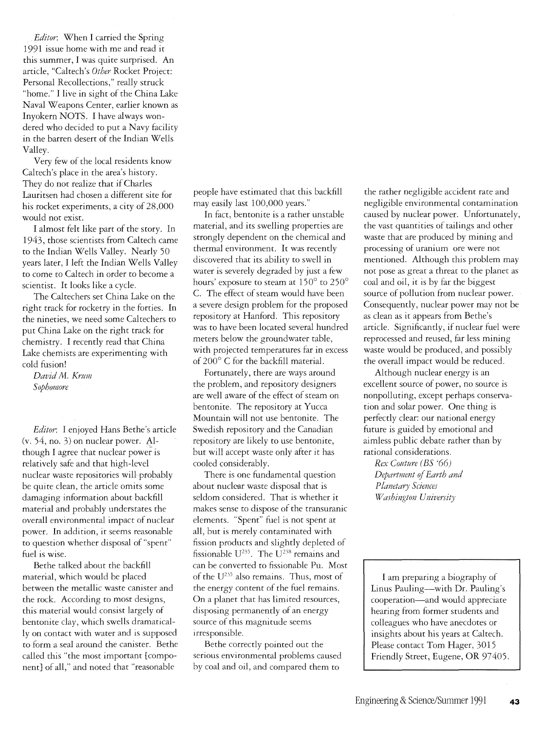*Editor:* When I carried the Spring 1991 issue home with me and read it this summer, I was quite surprised. An article, "Caltech's *Other* Rocket Project: Personal Recollections," really struck "home." I live in sight of the China Lake Naval Weapons Center, earlier known as Inyokern NOTS. I have always wondered who decided to put a Navy facility in the barren desert of the Indian Wells Valley.

Very few of the local residents know Caltech's place in the area's history. They do not realize that if Charles Lauritsen had chosen a different site for his rocket experiments, a city of 28,000 would not exist.

I almost felt like part of the story. In 1943, those scientists from Caltech came to the Indian Wells Valley. Nearly 50 years later, I left the Indian Wells Valley to come to Caltech in order to become a scientist. It looks like a cycle.

The Caltechers set China Lake on the right track for rocketry in the forties. In the nineties, we need some Caltechers to put China Lake on the right track for chemistry. I recently read that China Lake chemists are experimenting with cold fusion!

*David M. Krum*
*Sophomore*

*Editor:* I enjoyed Hans Bethe's article (v. 54, no. 3) on nuclear power. Although I agree that nuclear power is relatively safe and that high-level nuclear waste repositories will probably be quite clean, the article omits some damaging information about backfill material and probably understates the overall environmental impact of nuclear power. In addition, it seems reasonable to question whether disposal of "spent" fuel is wise.

Bethe talked about the backfill material, which would be placed between the metallic waste canister and the rock. According to most designs, this material would consist largely of bentonite clay, which swells dramatically on contact with water and is supposed to form a seal around the canister. Bethe called this "the most important [component] of all," and noted that "reasonable people have estimated that this backfill may easily last 100,000 years."

In fact, bentonite is a rather unstable material, and its swelling properties are strongly dependent on the chemical and thermal environment. It was recently discovered that its ability to swell in water is severely degraded by just a few hours' exposure to steam at 150° to 250° C. The effect of steam would have been a severe design problem for the proposed repository at Hanford. This repository was to have been located several hundred meters below the groundwater table, with projected temperatures far in excess of 200° C for the backfill material.

Fortunately, there are ways around the problem, and repository designers are well aware of the effect of steam on bentonite. The repository at Yucca Mountain will not use bentonite. The Swedish repository and the Canadian repository are likely to use bentonite, but will accept waste only after it has cooled considerably.

There is one fundamental question about nuclear waste disposal that is seldom considered. That is whether it makes sense to dispose of the transuranic elements. "Spent" fuel is not spent at all, but is merely contaminated with fission products and slightly depleted of fissionable $U^{235}$. The $U^{238}$ remains and can be converted to fissionable Pu. Most of the $U^{235}$ also remains. Thus, most of the energy content of the fuel remains. On a planet that has limited resources, disposing permanently of an energy source of this magnitude seems irresponsible.

Bethe correctly pointed out the serious environmental problems caused by coal and oil, and compared them to the rather negligible accident rate and negligible environmental contamination caused by nuclear power. Unfortunately, the vast quantities of tailings and other waste that are produced by mining and processing of uranium ore were not mentioned. Although this problem may not pose as great a threat to the planet as coal and oil, it is by far the biggest source of pollution from nuclear power. Consequently, nuclear power may not be as clean as it appears from Bethe's article. Significantly, if nuclear fuel were reprocessed and reused, far less mining waste would be produced, and possibly the overall impact would be reduced.

Although nuclear energy is an excellent source of power, no source is nonpolluting, except perhaps conservation and solar power. One thing is perfectly clear: our national energy future is guided by emotional and aimless public debate rather than by rational considerations.

*Rex Couture (BS '66)*
*Department of Earth and Planetary Sciences*
*Washington University*

I am preparing a biography of Linus Pauling—with Dr. Pauling's cooperation—and would appreciate hearing from former students and colleagues who have anecdotes or insights about his years at Caltech. Please contact Tom Hager, 3015 Friendly Street, Eugene, OR 97405.